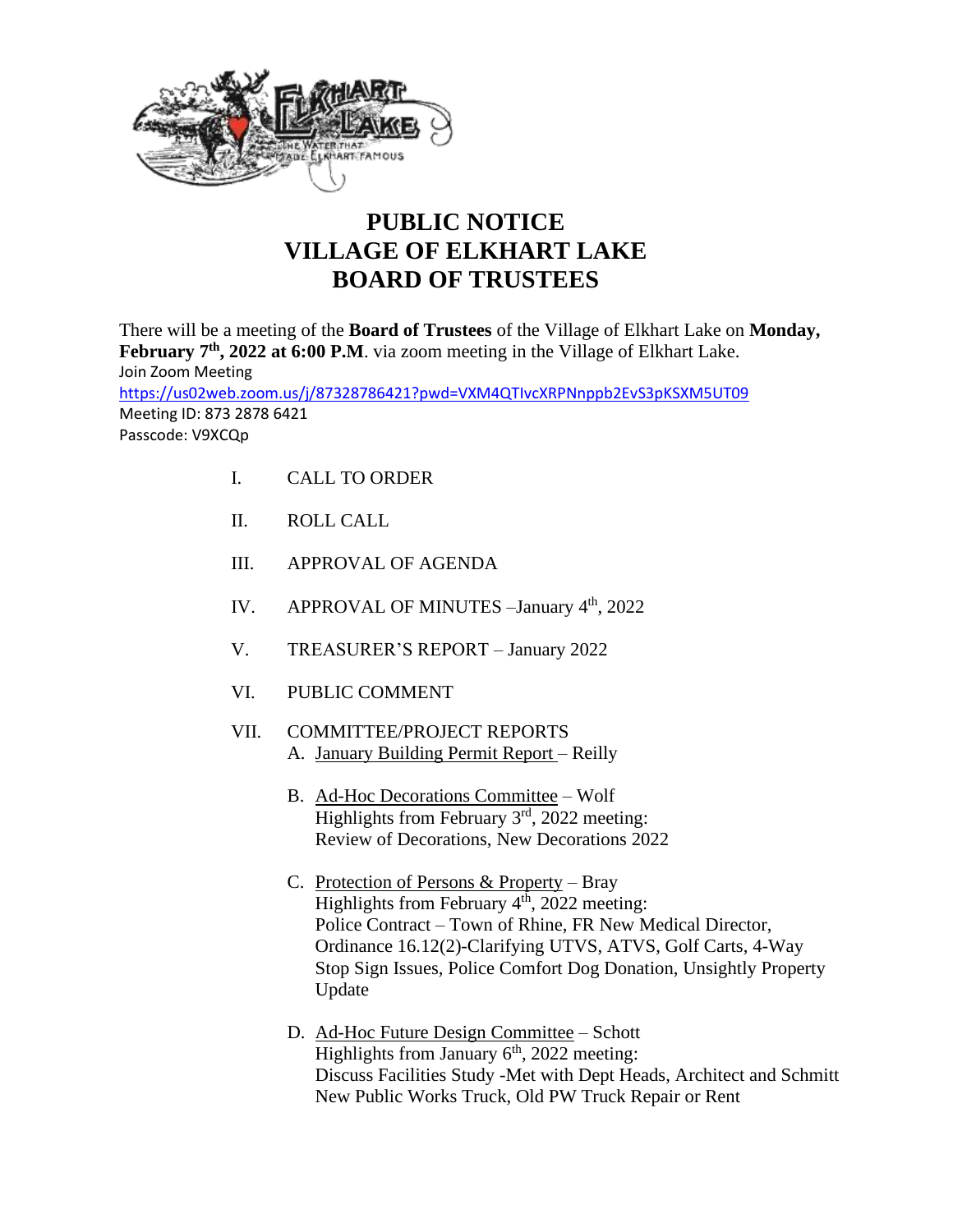# PUBLIC NOTICE
# VILLAGE OF ELKHART LAKE
# BOARD OF TRUSTEES

There will be a meeting of the **Board of Trustees** of the Village of Elkhart Lake on **Monday, February 7th, 2022 at 6:00 P.M**. via zoom meeting in the Village of Elkhart Lake.
Join Zoom Meeting
https://us02web.zoom.us/j/87328786421?pwd=VXM4QTIvcXRPNnppb2EvS3pKSXM5UT09
Meeting ID: 873 2878 6421
Passcode: V9XCQp

I. CALL TO ORDER

II. ROLL CALL

III. APPROVAL OF AGENDA

IV. APPROVAL OF MINUTES –January 4th, 2022

V. TREASURER'S REPORT – January 2022

VI. PUBLIC COMMENT

VII. COMMITTEE/PROJECT REPORTS

A. January Building Permit Report – Reilly

B. Ad-Hoc Decorations Committee – Wolf
Highlights from February 3rd, 2022 meeting:
Review of Decorations, New Decorations 2022

C. Protection of Persons & Property – Bray
Highlights from February 4th, 2022 meeting:
Police Contract – Town of Rhine, FR New Medical Director, Ordinance 16.12(2)-Clarifying UTVS, ATVS, Golf Carts, 4-Way Stop Sign Issues, Police Comfort Dog Donation, Unsightly Property Update

D. Ad-Hoc Future Design Committee – Schott
Highlights from January 6th, 2022 meeting:
Discuss Facilities Study -Met with Dept Heads, Architect and Schmitt
New Public Works Truck, Old PW Truck Repair or Rent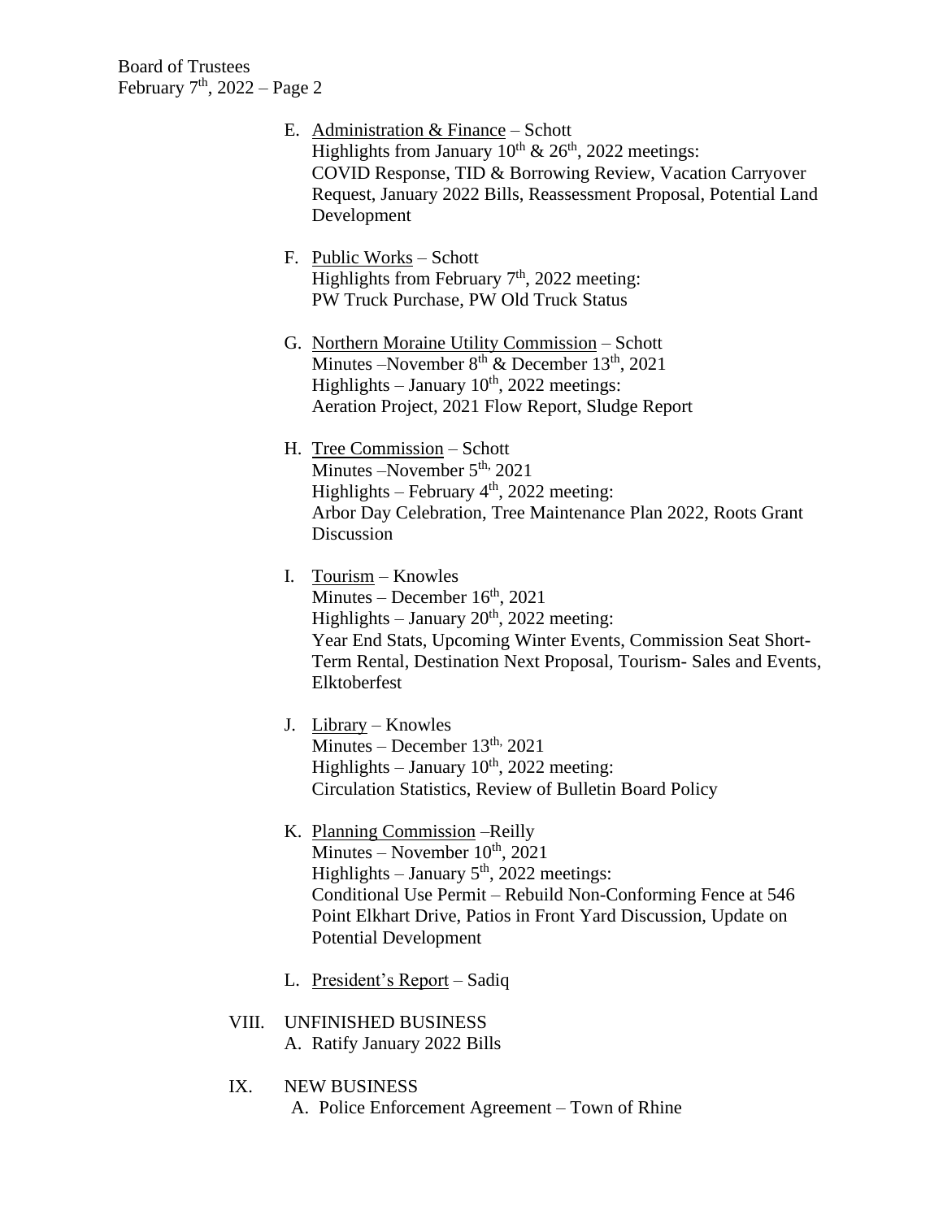E. Administration & Finance – Schott
   Highlights from January 10th & 26th, 2022 meetings:
   COVID Response, TID & Borrowing Review, Vacation Carryover Request, January 2022 Bills, Reassessment Proposal, Potential Land Development

F. Public Works – Schott
   Highlights from February 7th, 2022 meeting:
   PW Truck Purchase, PW Old Truck Status

G. Northern Moraine Utility Commission – Schott
   Minutes –November 8th & December 13th, 2021
   Highlights – January 10th, 2022 meetings:
   Aeration Project, 2021 Flow Report, Sludge Report

H. Tree Commission – Schott
   Minutes –November 5th, 2021
   Highlights – February 4th, 2022 meeting:
   Arbor Day Celebration, Tree Maintenance Plan 2022, Roots Grant Discussion

I. Tourism – Knowles
   Minutes – December 16th, 2021
   Highlights – January 20th, 2022 meeting:
   Year End Stats, Upcoming Winter Events, Commission Seat Short-Term Rental, Destination Next Proposal, Tourism- Sales and Events, Elktoberfest

J. Library – Knowles
   Minutes – December 13th, 2021
   Highlights – January 10th, 2022 meeting:
   Circulation Statistics, Review of Bulletin Board Policy

K. Planning Commission –Reilly
   Minutes – November 10th, 2021
   Highlights – January 5th, 2022 meetings:
   Conditional Use Permit – Rebuild Non-Conforming Fence at 546 Point Elkhart Drive, Patios in Front Yard Discussion, Update on Potential Development

L. President's Report – Sadiq

VIII. UNFINISHED BUSINESS
   A. Ratify January 2022 Bills

IX. NEW BUSINESS
   A. Police Enforcement Agreement – Town of Rhine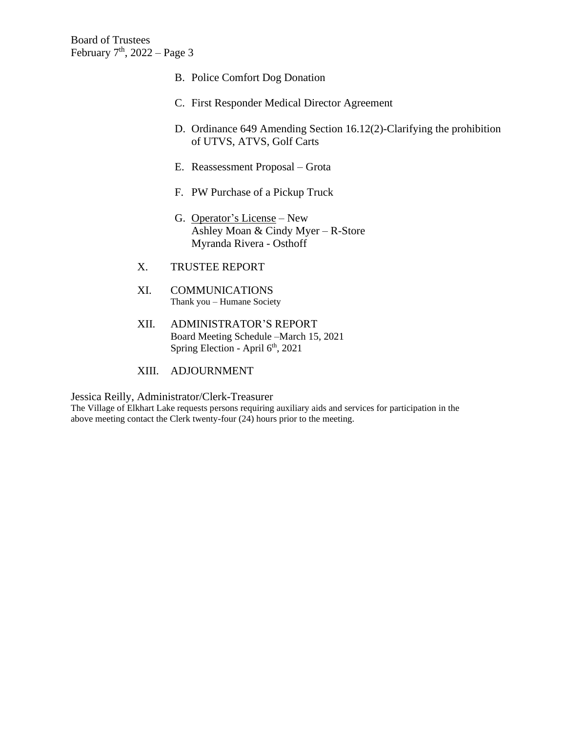B. Police Comfort Dog Donation

C. First Responder Medical Director Agreement

D. Ordinance 649 Amending Section 16.12(2)-Clarifying the prohibition of UTVS, ATVS, Golf Carts

E. Reassessment Proposal – Grota

F. PW Purchase of a Pickup Truck

G. Operator's License – New
   Ashley Moan & Cindy Myer – R-Store
   Myranda Rivera - Osthoff

X. TRUSTEE REPORT

XI. COMMUNICATIONS
   Thank you – Humane Society

XII. ADMINISTRATOR'S REPORT
   Board Meeting Schedule –March 15, 2021
   Spring Election - April 6th, 2021

XIII. ADJOURNMENT

Jessica Reilly, Administrator/Clerk-Treasurer

The Village of Elkhart Lake requests persons requiring auxiliary aids and services for participation in the above meeting contact the Clerk twenty-four (24) hours prior to the meeting.